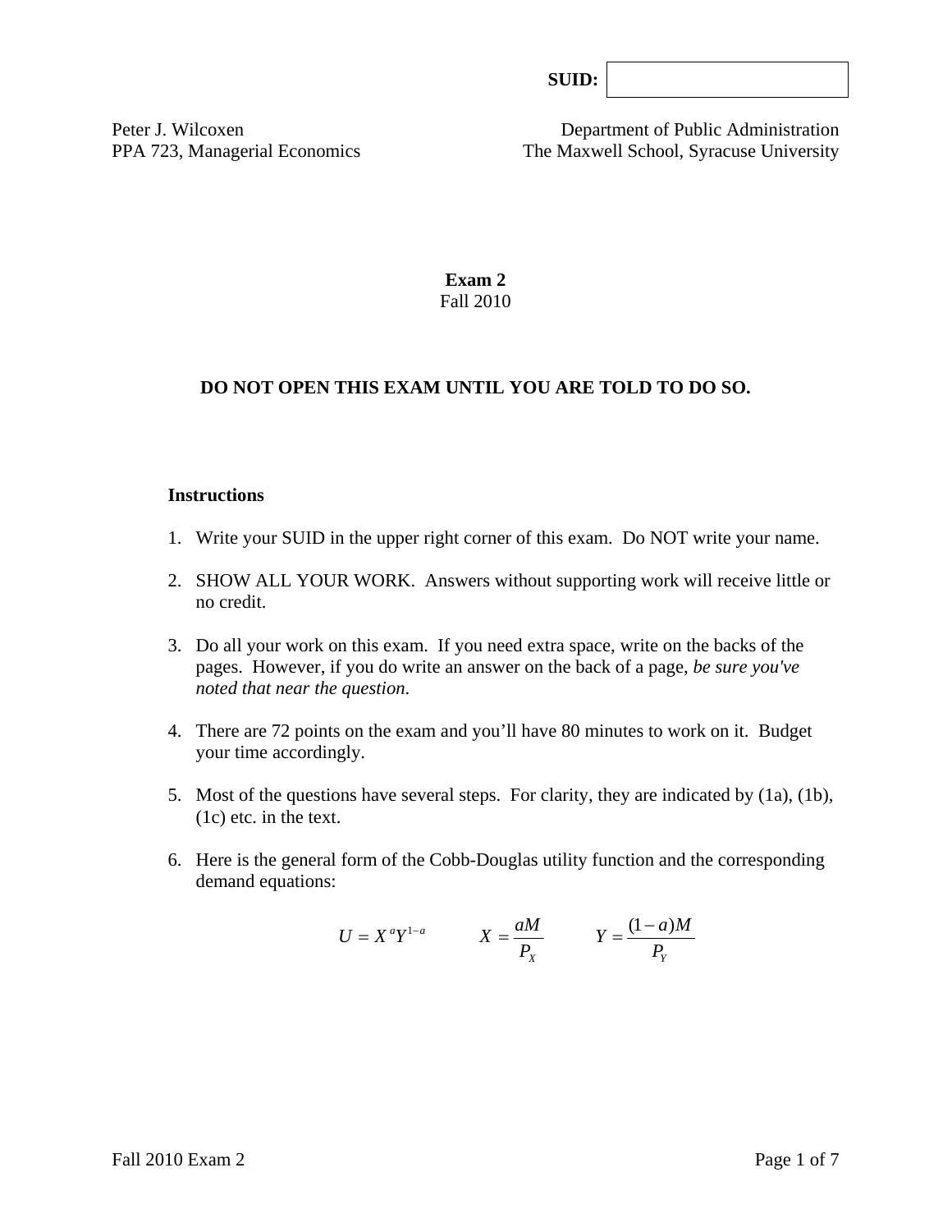**SUID:**

Peter J. Wilcoxen
PPA 723, Managerial Economics

Department of Public Administration
The Maxwell School, Syracuse University

# Exam 2

Fall 2010

**DO NOT OPEN THIS EXAM UNTIL YOU ARE TOLD TO DO SO.**

### Instructions

1. Write your SUID in the upper right corner of this exam. Do NOT write your name.
2. SHOW ALL YOUR WORK. Answers without supporting work will receive little or no credit.
3. Do all your work on this exam. If you need extra space, write on the backs of the pages. However, if you do write an answer on the back of a page, *be sure you've noted that near the question*.
4. There are 72 points on the exam and you'll have 80 minutes to work on it. Budget your time accordingly.
5. Most of the questions have several steps. For clarity, they are indicated by (1a), (1b), (1c) etc. in the text.
6. Here is the general form of the Cobb-Douglas utility function and the corresponding demand equations:

$$U = X^a Y^{1-a} \qquad X = \frac{aM}{P_X} \qquad Y = \frac{(1-a)M}{P_Y}$$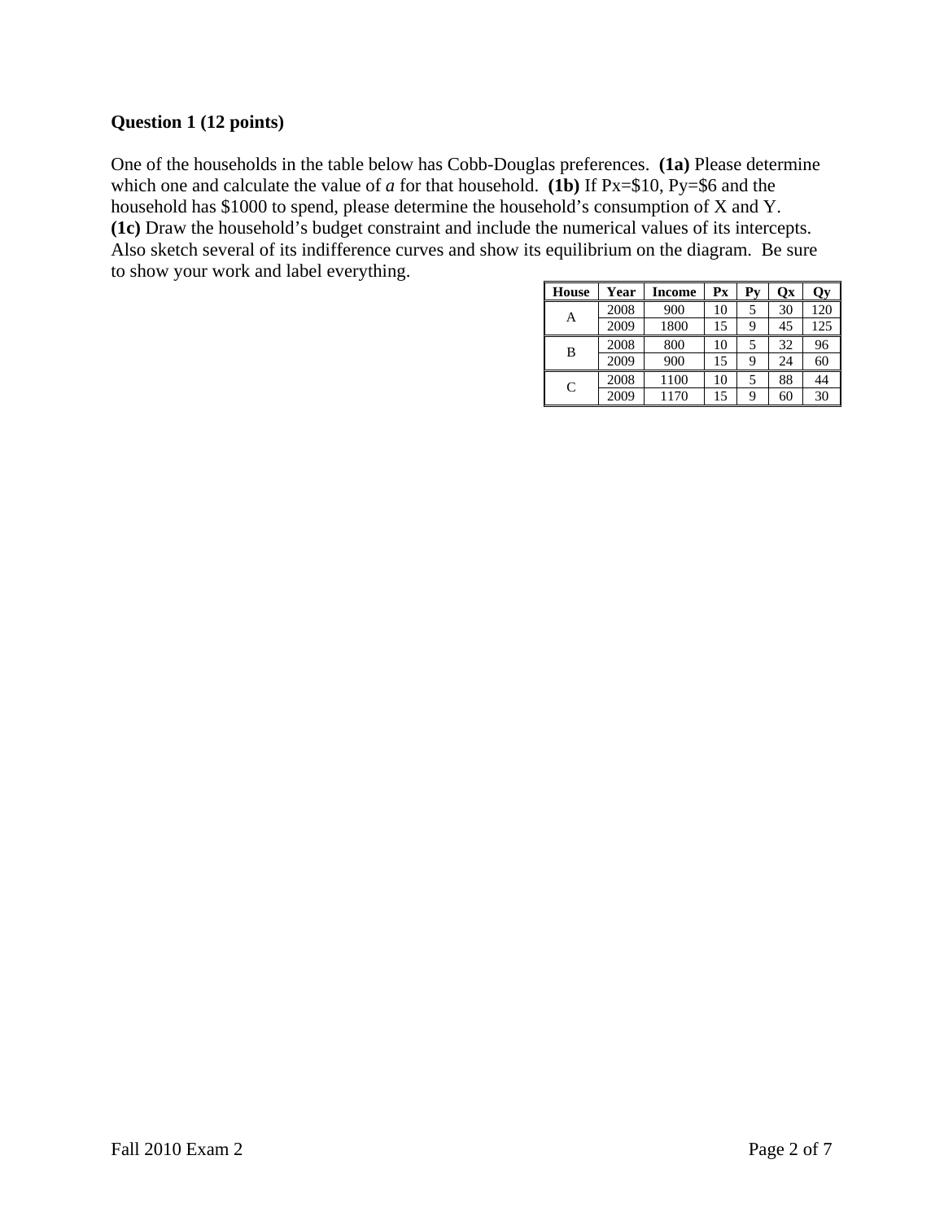**Question 1 (12 points)**

One of the households in the table below has Cobb-Douglas preferences. **(1a)** Please determine which one and calculate the value of *a* for that household. **(1b)** If Px=$10, Py=$6 and the household has $1000 to spend, please determine the household's consumption of X and Y. **(1c)** Draw the household's budget constraint and include the numerical values of its intercepts. Also sketch several of its indifference curves and show its equilibrium on the diagram. Be sure to show your work and label everything.

| House | Year | Income | Px | Py | Qx | Qy |
|---|---|---|---|---|---|---|
| A | 2008 | 900 | 10 | 5 | 30 | 120 |
| | 2009 | 1800 | 15 | 9 | 45 | 125 |
| B | 2008 | 800 | 10 | 5 | 32 | 96 |
| | 2009 | 900 | 15 | 9 | 24 | 60 |
| C | 2008 | 1100 | 10 | 5 | 88 | 44 |
| | 2009 | 1170 | 15 | 9 | 60 | 30 |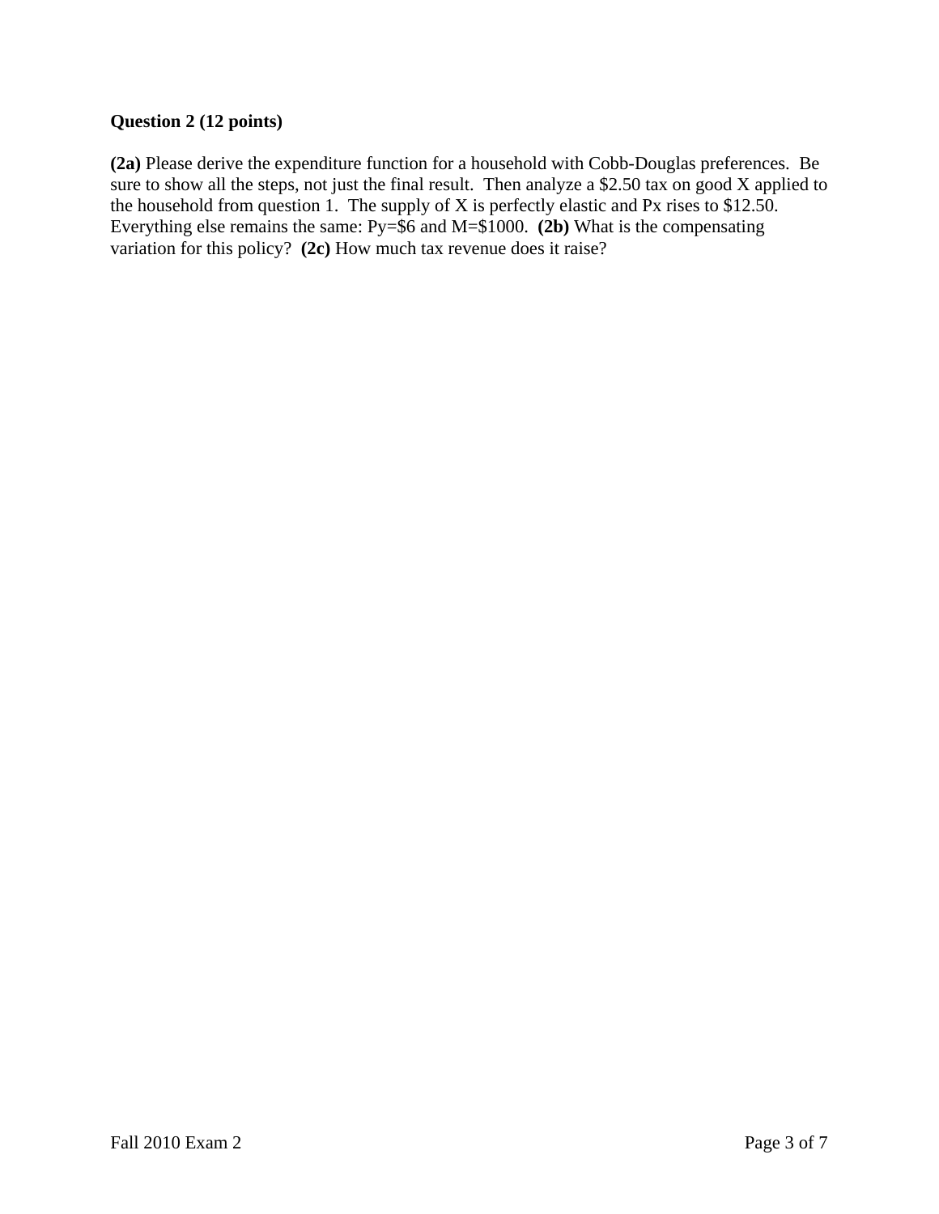**Question 2 (12 points)**

**(2a)** Please derive the expenditure function for a household with Cobb-Douglas preferences. Be sure to show all the steps, not just the final result. Then analyze a \$2.50 tax on good X applied to the household from question 1. The supply of X is perfectly elastic and Px rises to \$12.50. Everything else remains the same: Py=\$6 and M=\$1000. **(2b)** What is the compensating variation for this policy? **(2c)** How much tax revenue does it raise?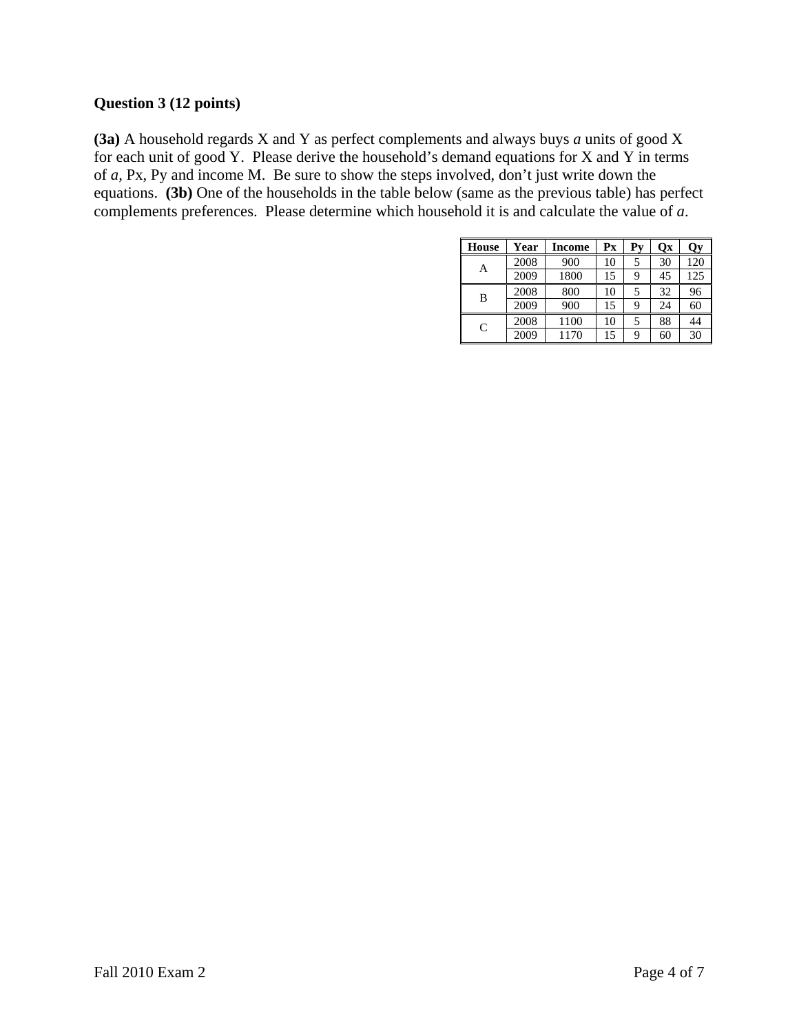**Question 3 (12 points)**

**(3a)** A household regards X and Y as perfect complements and always buys *a* units of good X for each unit of good Y. Please derive the household's demand equations for X and Y in terms of *a*, Px, Py and income M. Be sure to show the steps involved, don't just write down the equations. **(3b)** One of the households in the table below (same as the previous table) has perfect complements preferences. Please determine which household it is and calculate the value of *a*.

| House | Year | Income | Px | Py | Qx | Qy |
|---|---|---|---|---|---|---|
| A | 2008 | 900 | 10 | 5 | 30 | 120 |
| | 2009 | 1800 | 15 | 9 | 45 | 125 |
| B | 2008 | 800 | 10 | 5 | 32 | 96 |
| | 2009 | 900 | 15 | 9 | 24 | 60 |
| C | 2008 | 1100 | 10 | 5 | 88 | 44 |
| | 2009 | 1170 | 15 | 9 | 60 | 30 |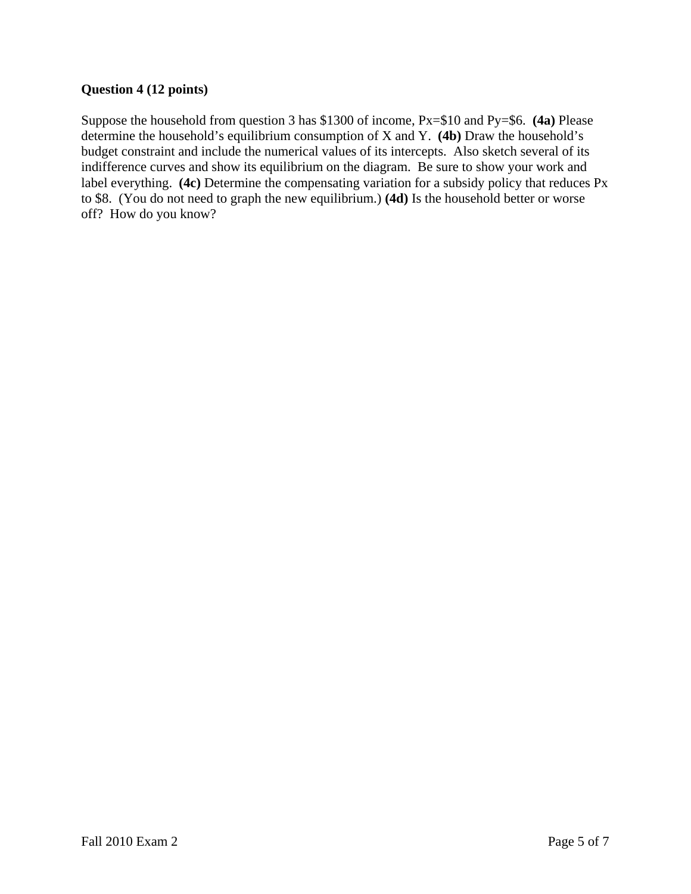**Question 4 (12 points)**

Suppose the household from question 3 has \$1300 of income, Px=\$10 and Py=\$6. **(4a)** Please determine the household's equilibrium consumption of X and Y. **(4b)** Draw the household's budget constraint and include the numerical values of its intercepts. Also sketch several of its indifference curves and show its equilibrium on the diagram. Be sure to show your work and label everything. **(4c)** Determine the compensating variation for a subsidy policy that reduces Px to \$8. (You do not need to graph the new equilibrium.) **(4d)** Is the household better or worse off? How do you know?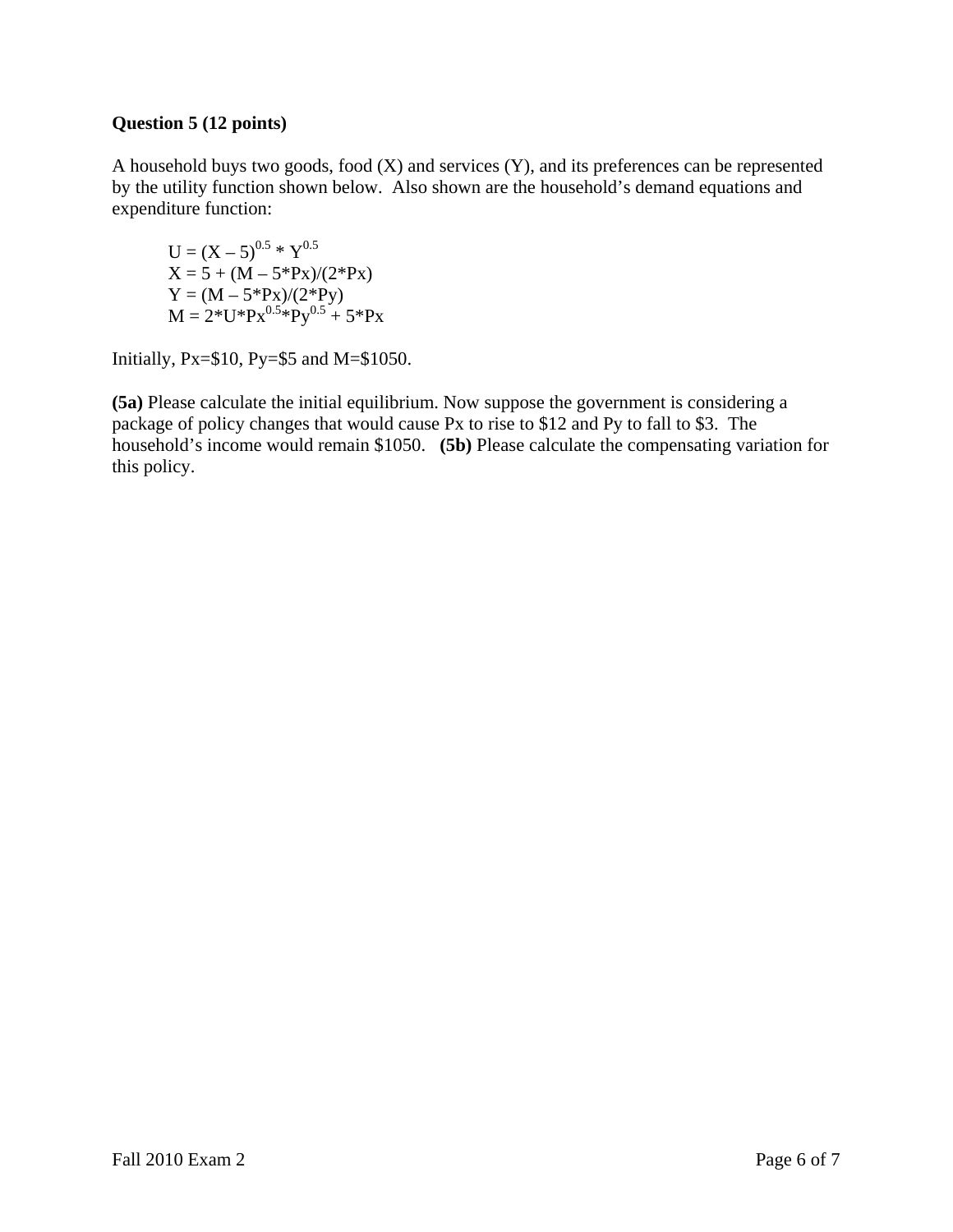**Question 5 (12 points)**

A household buys two goods, food (X) and services (Y), and its preferences can be represented by the utility function shown below. Also shown are the household's demand equations and expenditure function:

$$U = (X - 5)^{0.5} * Y^{0.5}$$
$$X = 5 + (M - 5*Px)/(2*Px)$$
$$Y = (M - 5*Px)/(2*Py)$$
$$M = 2*U*Px^{0.5}*Py^{0.5} + 5*Px$$

Initially, Px=\$10, Py=\$5 and M=\$1050.

**(5a)** Please calculate the initial equilibrium. Now suppose the government is considering a package of policy changes that would cause Px to rise to \$12 and Py to fall to \$3. The household's income would remain \$1050. **(5b)** Please calculate the compensating variation for this policy.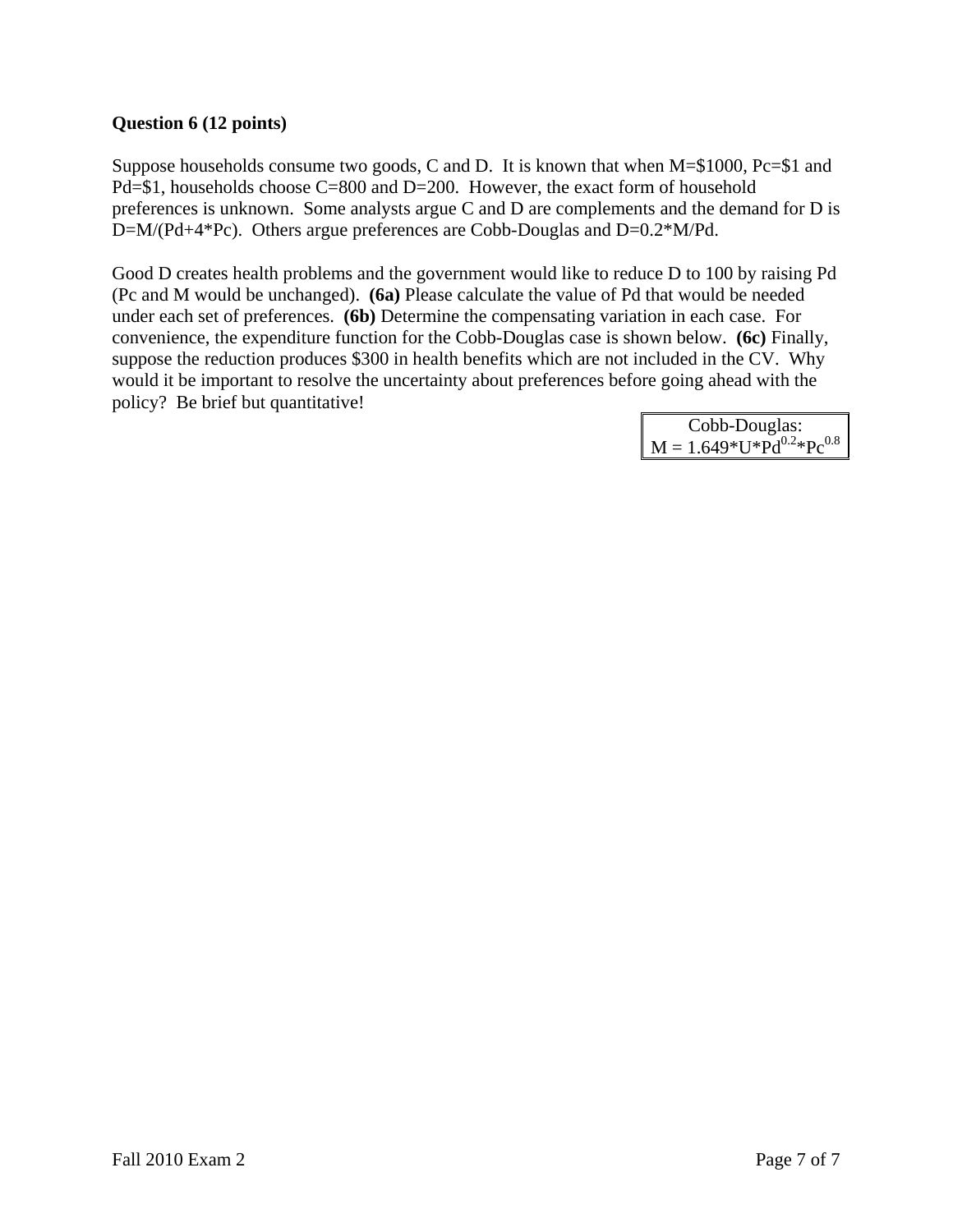**Question 6 (12 points)**

Suppose households consume two goods, C and D. It is known that when M=\$1000, Pc=\$1 and Pd=\$1, households choose C=800 and D=200. However, the exact form of household preferences is unknown. Some analysts argue C and D are complements and the demand for D is D=M/(Pd+4*Pc). Others argue preferences are Cobb-Douglas and D=0.2*M/Pd.

Good D creates health problems and the government would like to reduce D to 100 by raising Pd (Pc and M would be unchanged). **(6a)** Please calculate the value of Pd that would be needed under each set of preferences. **(6b)** Determine the compensating variation in each case. For convenience, the expenditure function for the Cobb-Douglas case is shown below. **(6c)** Finally, suppose the reduction produces \$300 in health benefits which are not included in the CV. Why would it be important to resolve the uncertainty about preferences before going ahead with the policy? Be brief but quantitative!

| Cobb-Douglas: |
|---|
| $M = 1.649 * U * Pd^{0.2} * Pc^{0.8}$ |